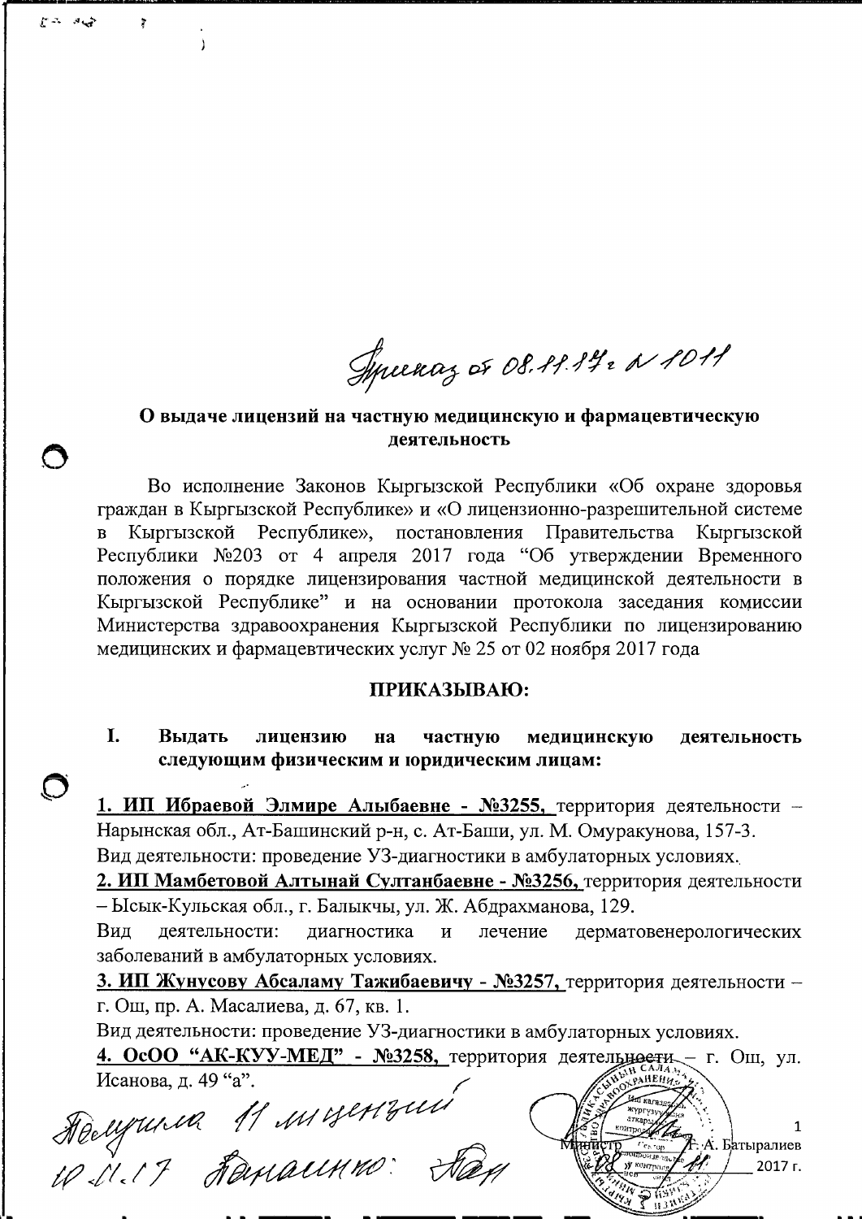Приказ от 08.11.17 г № 1011

## О выдаче лицензий на частную медицинскую и фармацевтическую деятельность

Во исполнение Законов Кыргызской Республики «Об охране здоровья граждан в Кыргызской Республике» и «О лицензионно-разрешительной системе в Кыргызской Республике», постановления Правительства Кыргызской Республики №203 от 4 апреля 2017 года "Об утверждении Временного положения о порядке лицензирования частной медицинской деятельности в Кыргызской Республике" и на основании протокола заседания комиссии Министерства здравоохранения Кыргызской Республики по лицензированию медицинских и фармацевтических услуг № 25 от 02 ноября 2017 года

**ПРИКАЗЫВАЮ:**

**I. Выдать лицензию на частную медицинскую деятельность следующим физическим и юридическим лицам:**

**1. ИП Ибраевой Элмире Алыбаевне - №3255,** территория деятельности – Нарынская обл., Ат-Башинский р-н, с. Ат-Баши, ул. М. Омуракунова, 157-3.
Вид деятельности: проведение УЗ-диагностики в амбулаторных условиях.

**2. ИП Мамбетовой Алтынай Султанбаевне - №3256,** территория деятельности – Ысык-Кульская обл., г. Балыкчы, ул. Ж. Абдрахманова, 129.
Вид деятельности: диагностика и лечение дерматовенерологических заболеваний в амбулаторных условиях.

**3. ИП Жунусову Абсаламу Тажибаевичу - №3257,** территория деятельности – г. Ош, пр. А. Масалиева, д. 67, кв. 1.
Вид деятельности: проведение УЗ-диагностики в амбулаторных условиях.

**4. ОсОО "АК-КУУ-МЕД" - №3258,** территория деятельности – г. Ош, ул. Исанова, д. 49 "а".

Получила 11 лицензий 10.11.17 Ганашко

Министр А. Батыралиев

2017 г.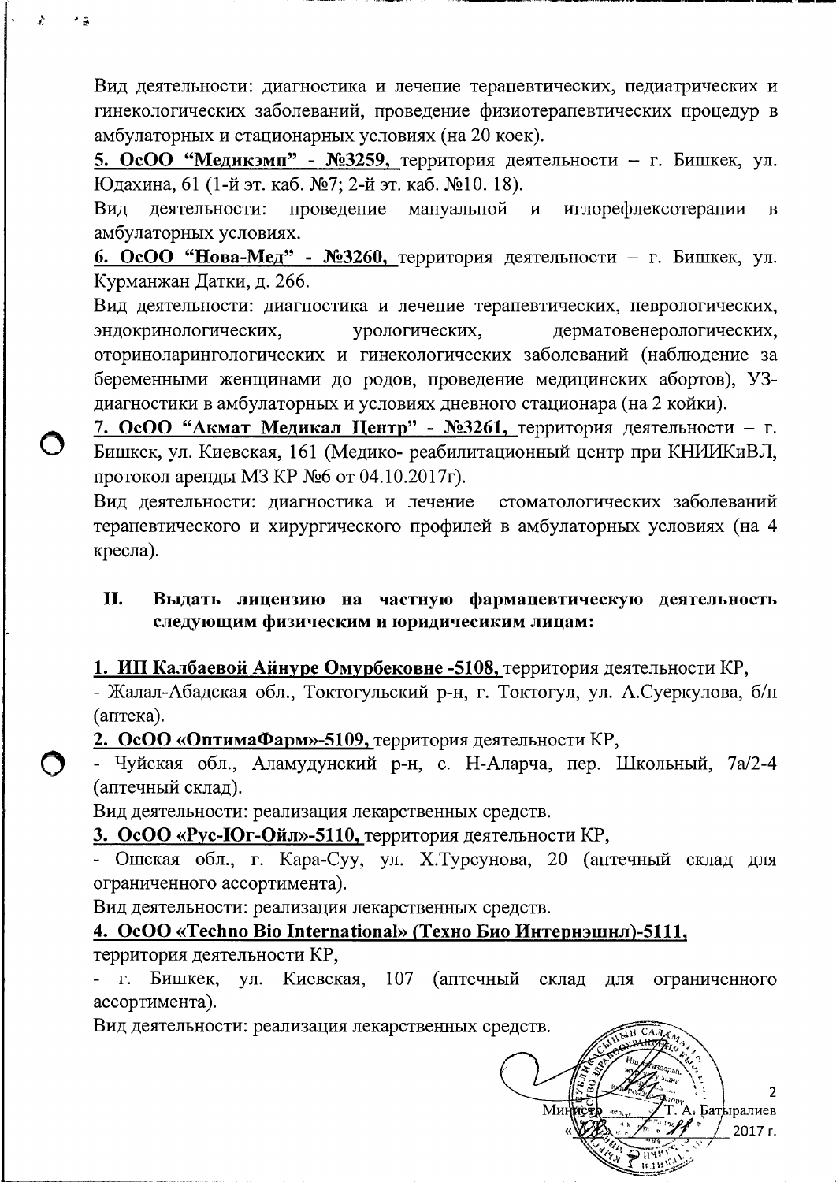Вид деятельности: диагностика и лечение терапевтических, педиатрических и гинекологических заболеваний, проведение физиотерапевтических процедур в амбулаторных и стационарных условиях (на 20 коек).

**5. ОсОО "Медикэмп" - №3259,** территория деятельности – г. Бишкек, ул. Юдахина, 61 (1-й эт. каб. №7; 2-й эт. каб. №10. 18).

Вид деятельности: проведение мануальной и иглорефлексотерапии в амбулаторных условиях.

**6. ОсОО "Нова-Мед" - №3260,** территория деятельности – г. Бишкек, ул. Курманжан Датки, д. 266.

Вид деятельности: диагностика и лечение терапевтических, неврологических, эндокринологических, урологических, дерматовенерологических, оториноларингологических и гинекологических заболеваний (наблюдение за беременными женщинами до родов, проведение медицинских абортов), УЗ-диагностики в амбулаторных и условиях дневного стационара (на 2 койки).

**7. ОсОО "Акмат Медикал Центр" - №3261,** территория деятельности – г. Бишкек, ул. Киевская, 161 (Медико- реабилитационный центр при КНИИКиВЛ, протокол аренды МЗ КР №6 от 04.10.2017г).

Вид деятельности: диагностика и лечение стоматологических заболеваний терапевтического и хирургического профилей в амбулаторных условиях (на 4 кресла).

## II. Выдать лицензию на частную фармацевтическую деятельность следующим физическим и юридичесиким лицам:

**1. ИП Калбаевой Айнуре Омурбековне -5108,** территория деятельности КР,

- Жалал-Абадская обл., Токтогульский р-н, г. Токтогул, ул. А.Суеркулова, б/н (аптека).

**2. ОсОО «ОптимаФарм»-5109,** территория деятельности КР,

- Чуйская обл., Аламудунский р-н, с. Н-Аларча, пер. Школьный, 7а/2-4 (аптечный склад).

Вид деятельности: реализация лекарственных средств.

**3. ОсОО «Рус-Юг-Ойл»-5110,** территория деятельности КР,

- Ошская обл., г. Кара-Суу, ул. Х.Турсунова, 20 (аптечный склад для ограниченного ассортимента).

Вид деятельности: реализация лекарственных средств.

**4. ОсОО «Techno Bio International» (Техно Био Интернэшнл)-5111,** территория деятельности КР,

- г. Бишкек, ул. Киевская, 107 (аптечный склад для ограниченного ассортимента).

Вид деятельности: реализация лекарственных средств.

Министр Т. А. Батыралиев

« » 2017 г.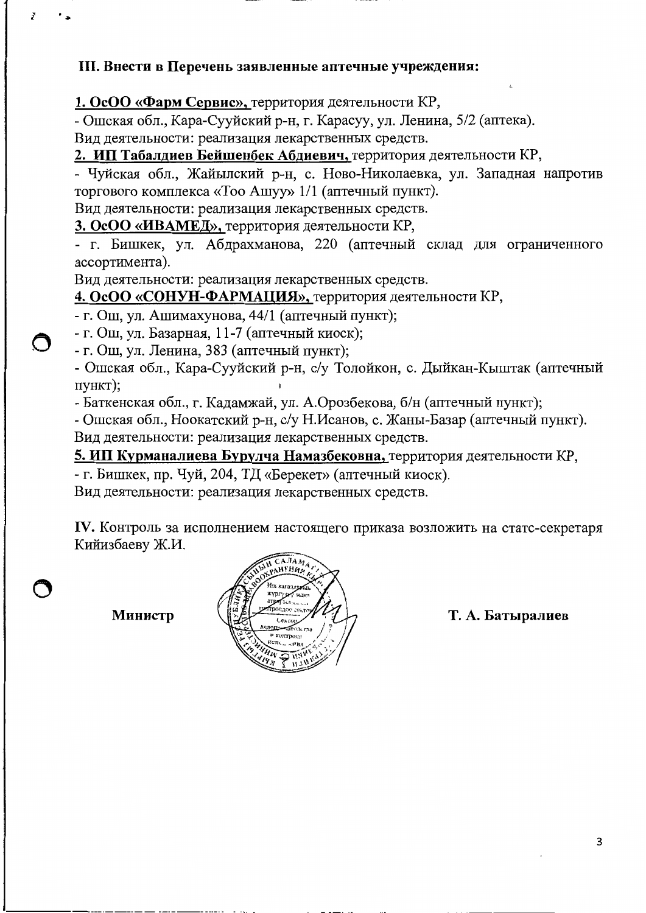**III. Внести в Перечень заявленные аптечные учреждения:**

**1. ОсОО «Фарм Сервис»,** территория деятельности КР,

- Ошская обл., Кара-Суйский р-н, г. Карасуу, ул. Ленина, 5/2 (аптека).

Вид деятельности: реализация лекарственных средств.

**2. ИП Табалдиев Бейшенбек Абдиевич,** территория деятельности КР,

- Чуйская обл., Жайылский р-н, с. Ново-Николаевка, ул. Западная напротив торгового комплекса «Тоо Ашуу» 1/1 (аптечный пункт).

Вид деятельности: реализация лекарственных средств.

**3. ОсОО «ИВАМЕД»,** территория деятельности КР,

- г. Бишкек, ул. Абдрахманова, 220 (аптечный склад для ограниченного ассортимента).

Вид деятельности: реализация лекарственных средств.

**4. ОсОО «СОНУН-ФАРМАЦИЯ»,** территория деятельности КР,

- г. Ош, ул. Ашимахунова, 44/1 (аптечный пункт);
- г. Ош, ул. Базарная, 11-7 (аптечный киоск);
- г. Ош, ул. Ленина, 383 (аптечный пункт);
- Ошская обл., Кара-Суйский р-н, с/у Толойкон, с. Дыйкан-Кыштак (аптечный пункт);
- Баткенская обл., г. Кадамжай, ул. А.Орозбекова, б/н (аптечный пункт);
- Ошская обл., Ноокатский р-н, с/у Н.Исанов, с. Жаны-Базар (аптечный пункт).

Вид деятельности: реализация лекарственных средств.

**5. ИП Курманалиева Бурулча Намазбековна,** территория деятельности КР,

- г. Бишкек, пр. Чуй, 204, ТД «Берекет» (аптечный киоск).

Вид деятельности: реализация лекарственных средств.

**IV.** Контроль за исполнением настоящего приказа возложить на статс-секретаря Кийизбаеву Ж.И.

**Министр** **Т. А. Батыралиев**